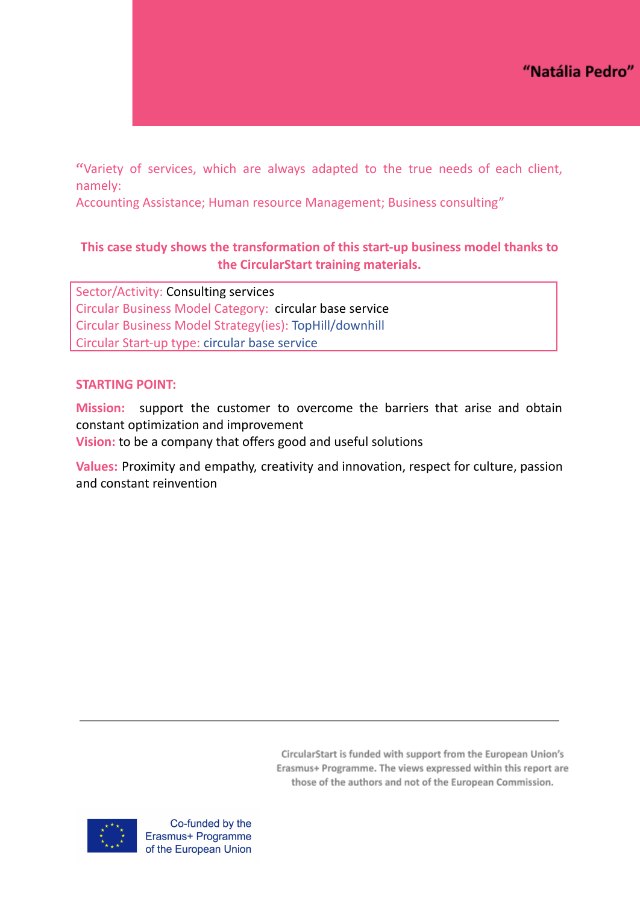# "Natália Pedro"

"Variety of services, which are always adapted to the true needs of each client, namely:
Accounting Assistance; Human resource Management; Business consulting"

**This case study shows the transformation of this start-up business model thanks to the CircularStart training materials.**

Sector/Activity: Consulting services
Circular Business Model Category: circular base service
Circular Business Model Strategy(ies): TopHill/downhill
Circular Start-up type: circular base service

## STARTING POINT:

**Mission:** support the customer to overcome the barriers that arise and obtain constant optimization and improvement
**Vision:** to be a company that offers good and useful solutions

**Values:** Proximity and empathy, creativity and innovation, respect for culture, passion and constant reinvention

CircularStart is funded with support from the European Union's Erasmus+ Programme. The views expressed within this report are those of the authors and not of the European Commission.

Co-funded by the Erasmus+ Programme of the European Union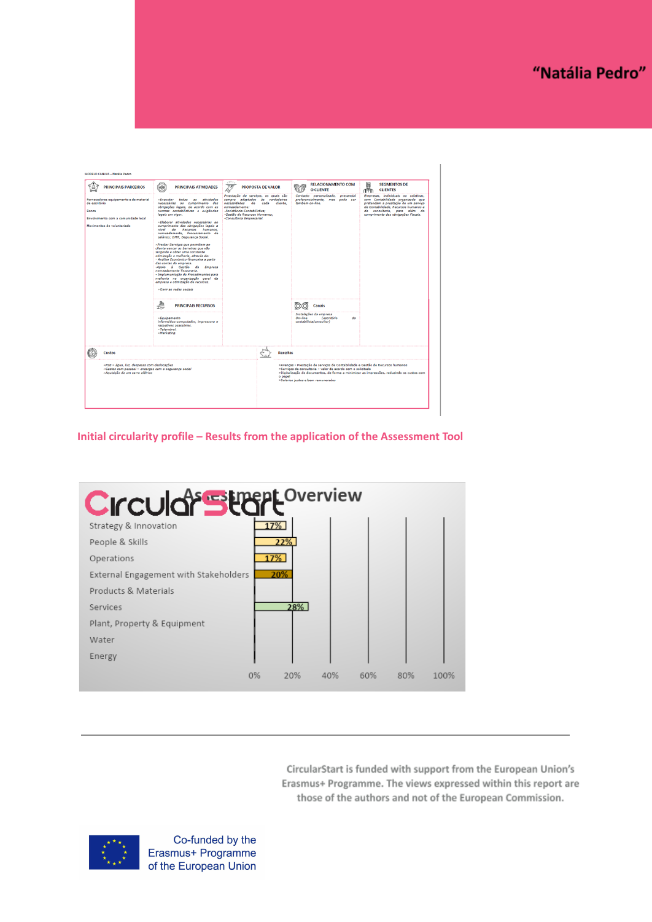# "Natália Pedro"

MODELO CANVAS – Natália Pedro

| PRINCIPAIS PARCEIROS | PRINCIPAIS ATIVIDADES | PROPOSTA DE VALOR | RELACIONAMENTO COM O CLIENTE | SEGMENTOS DE CLIENTES |
|---|---|---|---|---|
| Fornecedores equipamento e de material de escritório<br>Banca<br>Envolvimento com a comunidade local<br>Movimentos de voluntariado | -Executar todas as atividades necessárias ao cumprimento das obrigações legais, de acordo com as normas contabilísticas e exigências legais em vigor.<br>-Elaborar atividades necessárias ao cumprimento das obrigações legais a nível de Recursos humanos, nomeadamente, Processamento de salários, DMR, Segurança Social.<br>-Prestar Serviços que permitem ao cliente vencer as barreiras que vão surgindo e obter uma constante otimização e melhoria, através de:<br>- Análise Económico-financeira a partir das contas da empresa.<br>-Apoio à Gestão da Empresa nomeadamente Tesouraria.<br>- Implementação de Procedimentos para melhoria na organização geral da empresa e otimização de recursos.<br>-Gerir as redes sociais | Prestação de serviços, os quais são sempre adaptados às verdadeiras necessidades de cada cliente, nomeadamente:<br>-Assistência Contabilística;<br>-Gestão de Recursos Humanos;<br>-Consultoria Empresarial. | Contacto personalizado, presencial preferencialmente, mas pode ser também on-line. | Empresas, individuais ou coletivas, com Contabilidade organizada que pretendam a prestação de um serviço de Contabilidade, Recursos humanos e de consultoria, para além do cumprimento das obrigações Fiscais. |
| | **PRINCIPAIS RECURSOS**<br>-Equipamento informático:computador, impressora e respetivos acessórios.<br>-Telemóvel.<br>-Marketing. | | **Canais**<br>Instalações da empresa<br>On-line (escritório do contabilista/consultor) | |

| Custos | Receitas |
|---|---|
| -FSE – água, luz, despesas com deslocações<br>-Gastos com pessoal – encargos com a segurança social<br>-Aquisição de um carro elétrico | -Avenças – Prestação de serviços de Contabilidade e Gestão de Recursos humanos<br>-Serviços de consultoria – valor de acordo com o solicitado<br>-Digitalização de documentos, de forma a minimizar as impressões, reduzindo os custos com o papel<br>-Salários justos e bem remunerados |

## Initial circularity profile – Results from the application of the Assessment Tool

CircularStart – Assessment Overview

| Area | Score |
|---|---|
| Strategy & Innovation | 17% |
| People & Skills | 22% |
| Operations | 17% |
| External Engagement with Stakeholders | 20% |
| Products & Materials | |
| Services | 28% |
| Plant, Property & Equipment | |
| Water | |
| Energy | |

CircularStart is funded with support from the European Union's Erasmus+ Programme. The views expressed within this report are those of the authors and not of the European Commission.

Co-funded by the Erasmus+ Programme of the European Union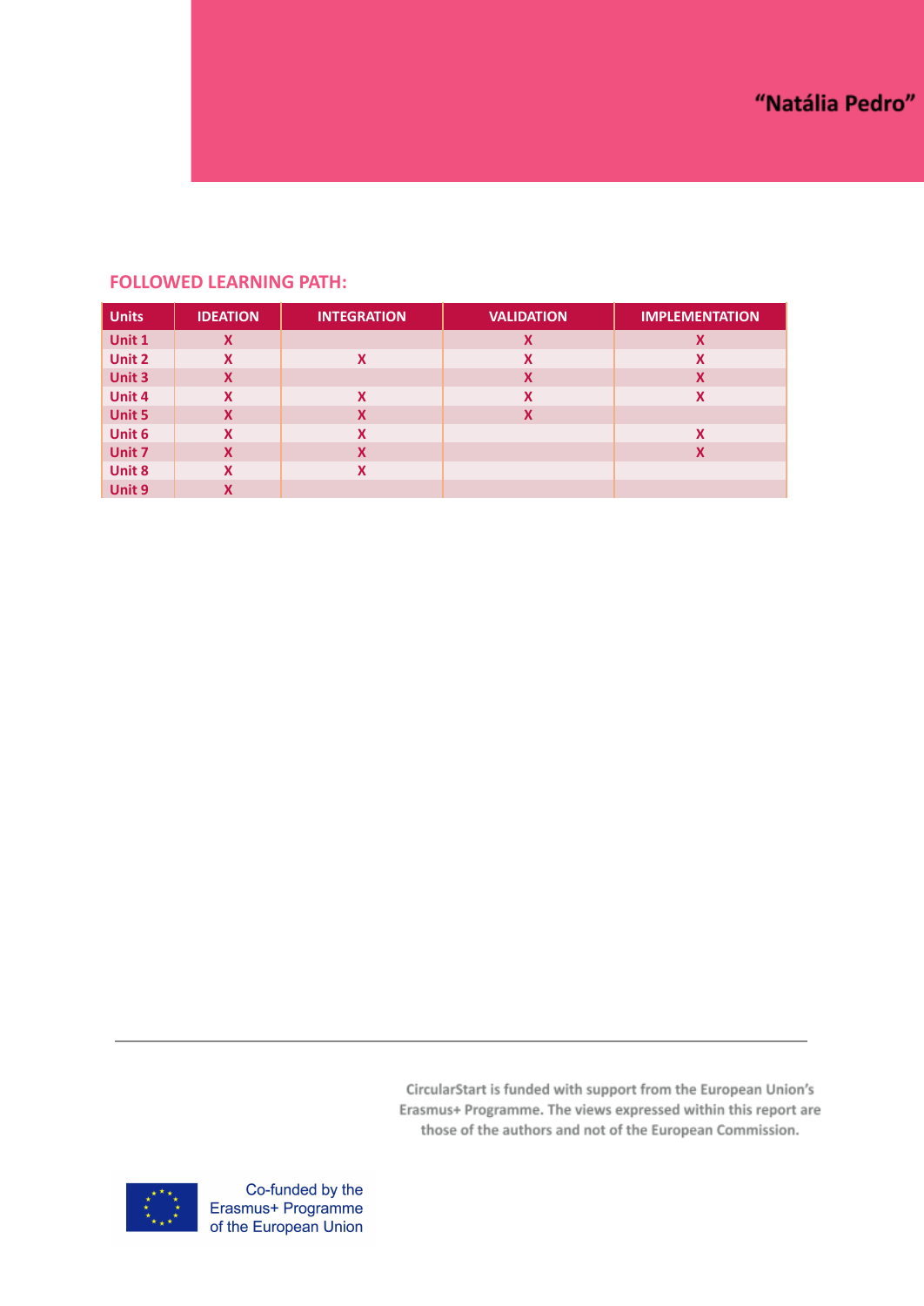"Natália Pedro"

## FOLLOWED LEARNING PATH:

| Units | IDEATION | INTEGRATION | VALIDATION | IMPLEMENTATION |
|---|---|---|---|---|
| Unit 1 | X | | X | X |
| Unit 2 | X | X | X | X |
| Unit 3 | X | | X | X |
| Unit 4 | X | X | X | X |
| Unit 5 | X | X | X | |
| Unit 6 | X | X | | X |
| Unit 7 | X | X | | X |
| Unit 8 | X | X | | |
| Unit 9 | X | | | |

CircularStart is funded with support from the European Union's Erasmus+ Programme. The views expressed within this report are those of the authors and not of the European Commission.

Co-funded by the Erasmus+ Programme of the European Union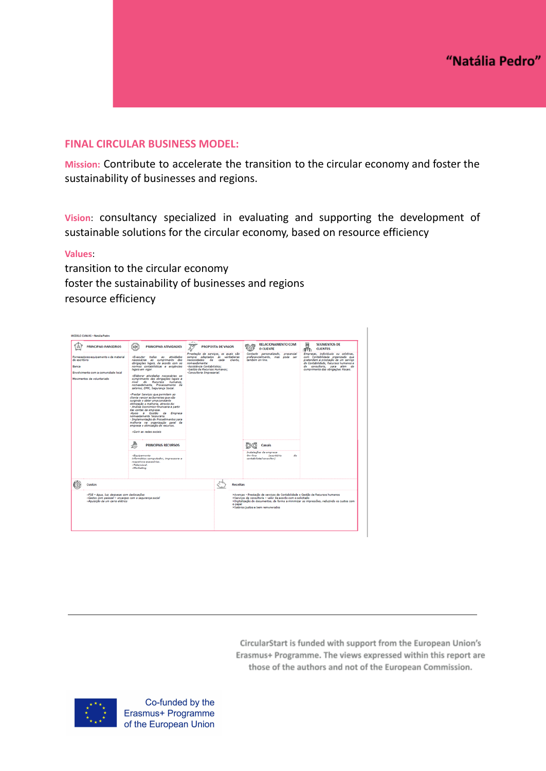## “Natália Pedro”

**FINAL CIRCULAR BUSINESS MODEL:**

**Mission:** Contribute to accelerate the transition to the circular economy and foster the sustainability of businesses and regions.

**Vision**: consultancy specialized in evaluating and supporting the development of sustainable solutions for the circular economy, based on resource efficiency

**Values**:

transition to the circular economy
foster the sustainability of businesses and regions
resource efficiency

MODELO CANVAS – Natalia Pedro

| PRINCIPAIS PARCEIROS | PRINCIPAIS ATIVIDADES | PROPOSTA DE VALOR | RELACIONAMENTO COM O CLIENTE | SEGMENTOS DE CLIENTES |
|---|---|---|---|---|
| Fornecedores equipamento e de material de escritório<br><br>Banca<br><br>Envolvimento com a comunidade local<br><br>Movimentos de voluntariado | -Executar todas as atividades necessárias ao cumprimento das obrigações legais, de acordo com as normas contabilísticas e exigências legais em rigor.<br><br>-Elaborar atividades necessárias ao cumprimento das obrigações legais a nível de Recursos humanos, nomeadamente, Processamento de salários; DMR, Segurança Social.<br><br>-Prestar Serviços que permitam ao cliente vencer as barreiras que vão surgindo e obter uma constante otimização e melhoria, através de:<br>- Análise Económico-financeira a partir das contas da empresa.<br>-Apoio à Gestão da Empresa nomeadamente Tesouraria.<br>- Implementação de Procedimentos para melhoria na organização geral da empresa e otimização de recursos.<br><br>-Gerir as redes sociais | Prestação de serviços, os quais são sempre adaptados às verdadeiras necessidades de cada cliente, nomeadamente<br>-Assistência Contabilística;<br>-Gestão de Recursos Humanos;<br>-Consultoria Empresarial. | Contacto personalizado, presencial preferencialmente, mas pode ser também on-line. | Empresas, individuais ou coletivas, com Contabilidade organizada que pretendam a prestação de um serviço de Contabilidade, Recursos humanos e de consultoria, para além do cumprimento das obrigações fiscais. |
| | **PRINCIPAIS RECURSOS**<br>-Equipamento informático:computador, impressora e respetivos acessórios.<br>-Telemóvel.<br>-Marketing. | | **Canais**<br>Instalações da empresa<br>On-line (escritório do contabilista/consultor) | |

| Custos | Receitas |
|---|---|
| -FSE – água, luz, despesas com deslocações<br>-Gastos com pessoal – encargos com a segurança social<br>-Aquisição de um carro elétrico | -Avenças – Prestação de serviços de Contabilidade e Gestão de Recursos humanos<br>-Serviços de consultoria – valor de acordo com o solicitado<br>-Digitalização de documentos, de forma a minimizar as impressões, reduzindo os custos com o papel<br>-Salários justos e bem remunerados |

CircularStart is funded with support from the European Union’s Erasmus+ Programme. The views expressed within this report are those of the authors and not of the European Commission.

Co-funded by the Erasmus+ Programme of the European Union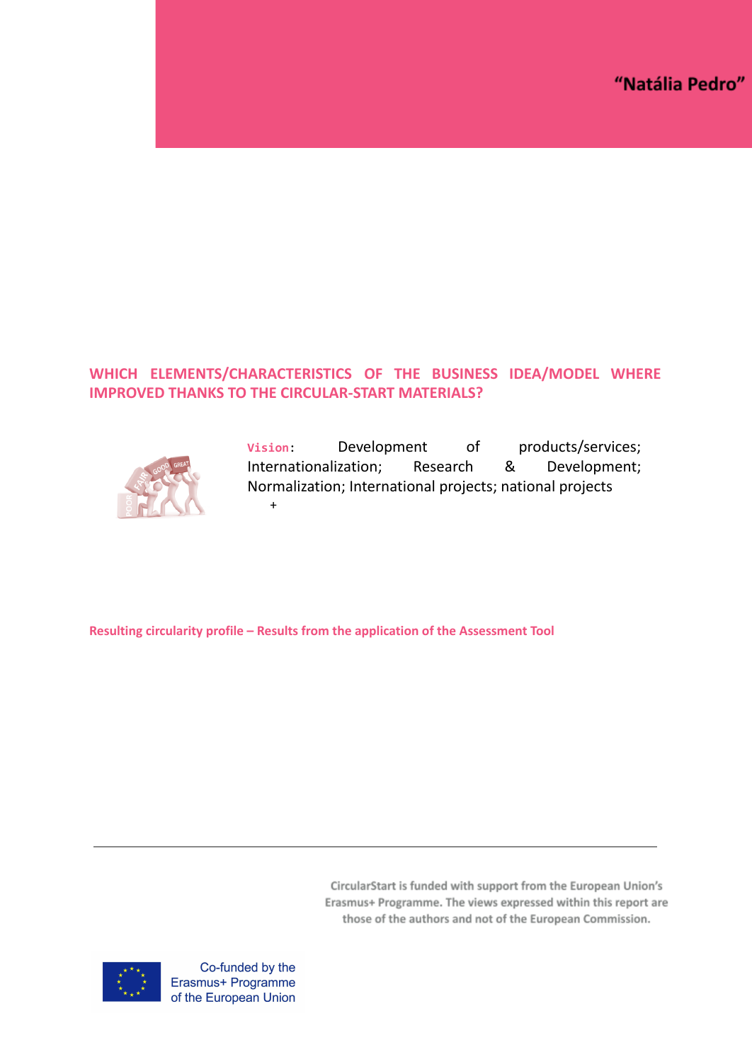"Natália Pedro"

## WHICH ELEMENTS/CHARACTERISTICS OF THE BUSINESS IDEA/MODEL WHERE IMPROVED THANKS TO THE CIRCULAR-START MATERIALS?

**Vision**: Development of products/services; Internationalization; Research & Development; Normalization; International projects; national projects

+

**Resulting circularity profile – Results from the application of the Assessment Tool**

CircularStart is funded with support from the European Union's Erasmus+ Programme. The views expressed within this report are those of the authors and not of the European Commission.

Co-funded by the Erasmus+ Programme of the European Union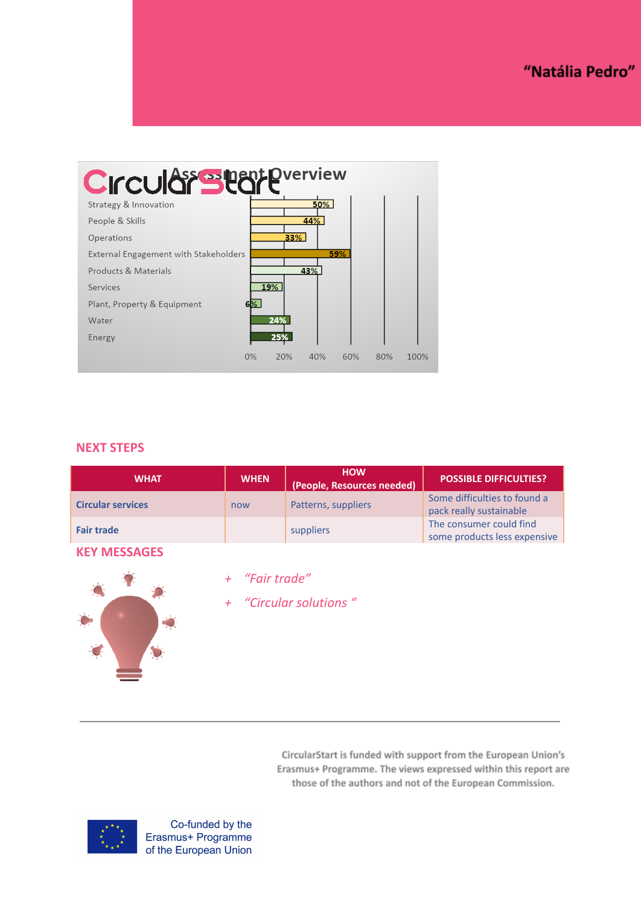"Natália Pedro"

## Assessment Overview

| Area | Score |
|---|---|
| Strategy & Innovation | 50% |
| People & Skills | 44% |
| Operations | 33% |
| External Engagement with Stakeholders | 59% |
| Products & Materials | 43% |
| Services | 19% |
| Plant, Property & Equipment | 6% |
| Water | 24% |
| Energy | 25% |

## NEXT STEPS

| WHAT | WHEN | HOW (People, Resources needed) | POSSIBLE DIFFICULTIES? |
|---|---|---|---|
| **Circular services** | now | Patterns, suppliers | Some difficulties to found a pack really sustainable |
| **Fair trade** | | suppliers | The consumer could find some products less expensive |

## KEY MESSAGES

+ *"Fair trade"*
+ *"Circular solutions "*

CircularStart is funded with support from the European Union's Erasmus+ Programme. The views expressed within this report are those of the authors and not of the European Commission.

Co-funded by the Erasmus+ Programme of the European Union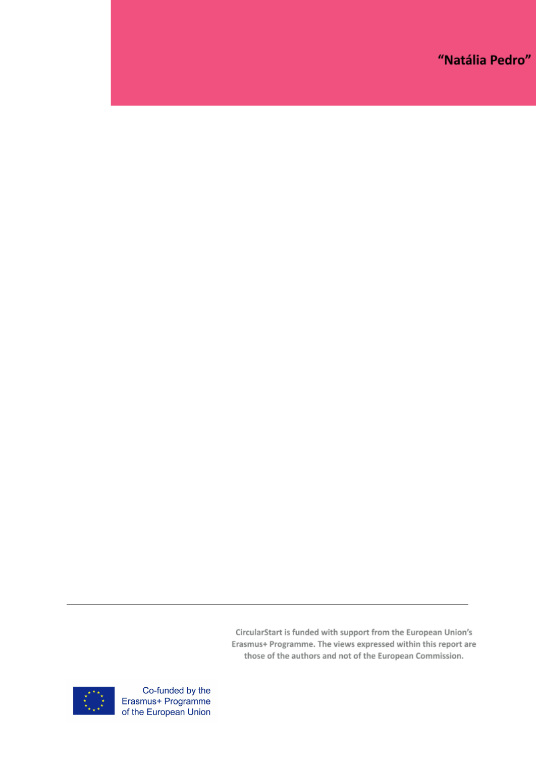"Natália Pedro"

CircularStart is funded with support from the European Union's Erasmus+ Programme. The views expressed within this report are those of the authors and not of the European Commission.

Co-funded by the Erasmus+ Programme of the European Union